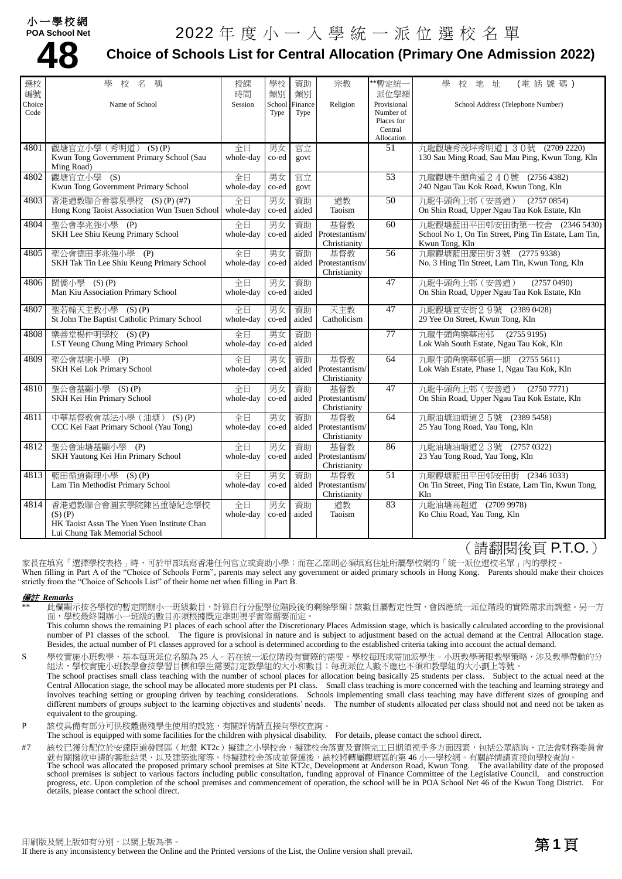小一學校網
POA School Net

# 48

# 2022 年度小一入學統一派位選校名單

## Choice of Schools List for Central Allocation (Primary One Admission 2022)

| 選校編號 Choice Code | 學校名稱 Name of School | 授課時間 Session | 學校類別 School Type | 資助類別 Finance Type | 宗教 Religion | **暫定統一派位學額 Provisional Number of Places for Central Allocation | 學校地址 (電話號碼) School Address (Telephone Number) |
|---|---|---|---|---|---|---|---|
| 4801 | 觀塘官立小學（秀明道） (S) (P)<br>Kwun Tong Government Primary School (Sau Ming Road) | 全日 whole-day | 男女 co-ed | 官立 govt | | 51 | 九龍觀塘秀茂坪秀明道１３０號 (2709 2220)<br>130 Sau Ming Road, Sau Mau Ping, Kwun Tong, Kln |
| 4802 | 觀塘官立小學 (S)<br>Kwun Tong Government Primary School | 全日 whole-day | 男女 co-ed | 官立 govt | | 53 | 九龍觀塘牛頭角道２４０號 (2756 4382)<br>240 Ngau Tau Kok Road, Kwun Tong, Kln |
| 4803 | 香港道教聯合會雲泉學校 (S) (P) (#7)<br>Hong Kong Taoist Association Wun Tsuen School | 全日 whole-day | 男女 co-ed | 資助 aided | 道教 Taoism | 50 | 九龍牛頭角上邨（安善道） (2757 0854)<br>On Shin Road, Upper Ngau Tau Kok Estate, Kln |
| 4804 | 聖公會李兆強小學 (P)<br>SKH Lee Shiu Keung Primary School | 全日 whole-day | 男女 co-ed | 資助 aided | 基督教 Protestantism/ Christianity | 60 | 九龍觀塘藍田平田邨安田街第一校舍 (2346 5430)<br>School No 1, On Tin Street, Ping Tin Estate, Lam Tin, Kwun Tong, Kln |
| 4805 | 聖公會德田李兆強小學 (P)<br>SKH Tak Tin Lee Shiu Keung Primary School | 全日 whole-day | 男女 co-ed | 資助 aided | 基督教 Protestantism/ Christianity | 56 | 九龍觀塘藍田慶田街３號 (2775 9338)<br>No. 3 Hing Tin Street, Lam Tin, Kwun Tong, Kln |
| 4806 | 閩僑小學 (S) (P)<br>Man Kiu Association Primary School | 全日 whole-day | 男女 co-ed | 資助 aided | | 47 | 九龍牛頭角上邨（安善道） (2757 0490)<br>On Shin Road, Upper Ngau Tau Kok Estate, Kln |
| 4807 | 聖若翰天主教小學 (S) (P)<br>St John The Baptist Catholic Primary School | 全日 whole-day | 男女 co-ed | 資助 aided | 天主教 Catholicism | 47 | 九龍觀塘宜安街２９號 (2389 0428)<br>29 Yee On Street, Kwun Tong, Kln |
| 4808 | 樂善堂楊仲明學校 (S) (P)<br>LST Yeung Chung Ming Primary School | 全日 whole-day | 男女 co-ed | 資助 aided | | 77 | 九龍牛頭角樂華南邨 (2755 9195)<br>Lok Wah South Estate, Ngau Tau Kok, Kln |
| 4809 | 聖公會基樂小學 (P)<br>SKH Kei Lok Primary School | 全日 whole-day | 男女 co-ed | 資助 aided | 基督教 Protestantism/ Christianity | 64 | 九龍牛頭角樂華邨第一期 (2755 5611)<br>Lok Wah Estate, Phase 1, Ngau Tau Kok, Kln |
| 4810 | 聖公會基顯小學 (S) (P)<br>SKH Kei Hin Primary School | 全日 whole-day | 男女 co-ed | 資助 aided | 基督教 Protestantism/ Christianity | 47 | 九龍牛頭角上邨（安善道） (2750 7771)<br>On Shin Road, Upper Ngau Tau Kok Estate, Kln |
| 4811 | 中華基督教會基法小學（油塘） (S) (P)<br>CCC Kei Faat Primary School (Yau Tong) | 全日 whole-day | 男女 co-ed | 資助 aided | 基督教 Protestantism/ Christianity | 64 | 九龍油塘油塘道２５號 (2389 5458)<br>25 Yau Tong Road, Yau Tong, Kln |
| 4812 | 聖公會油塘基顯小學 (P)<br>SKH Yautong Kei Hin Primary School | 全日 whole-day | 男女 co-ed | 資助 aided | 基督教 Protestantism/ Christianity | 86 | 九龍油塘油塘道２３號 (2757 0322)<br>23 Yau Tong Road, Yau Tong, Kln |
| 4813 | 藍田循道衛理小學 (S) (P)<br>Lam Tin Methodist Primary School | 全日 whole-day | 男女 co-ed | 資助 aided | 基督教 Protestantism/ Christianity | 51 | 九龍觀塘藍田平田邨安田街 (2346 1033)<br>On Tin Street, Ping Tin Estate, Lam Tin, Kwun Tong, Kln |
| 4814 | 香港道教聯合會圓玄學院陳呂重德紀念學校 (S) (P)<br>HK Taoist Assn The Yuen Yuen Institute Chan Lui Chung Tak Memorial School | 全日 whole-day | 男女 co-ed | 資助 aided | 道教 Taoism | 83 | 九龍油塘高超道 (2709 9978)<br>Ko Chiu Road, Yau Tong, Kln |

（請翻閱後頁 P.T.O.）

家長在填寫「選擇學校表格」時，可於甲部填寫香港任何官立或資助小學；而在乙部則必須填寫住址所屬學校網的「統一派位選校名單」內的學校。
When filling in Part A of the "Choice of Schools Form", parents may select any government or aided primary schools in Hong Kong. Parents should make their choices strictly from the "Choice of Schools List" of their home net when filling in Part B.

***備註 Remarks***

\*\* 此欄顯示按各學校的暫定開辦小一班級數目，計算自行分配學位階段後的剩餘學額；該數目屬暫定性質，會因應統一派位階段的實際需求而調整。另一方面，學校最終開辦小一班級的數目亦須根據既定準則視乎實際需要而定。
This column shows the remaining P1 places of each school after the Discretionary Places Admission stage, which is basically calculated according to the provisional number of P1 classes of the school. The figure is provisional in nature and is subject to adjustment based on the actual demand at the Central Allocation stage. Besides, the actual number of P1 classes approved for a school is determined according to the established criteria taking into account the actual demand.

S 學校實施小班教學，基本每班派位名額為 25 人。若在統一派位階段有實際的需要，學校每班或需加派學生。小班教學著眼教學策略，涉及教學帶動的分組法，學校實施小班教學會按學習目標和學生需要訂定教學組的大小和數目；每班派位人數不應也不須和教學組的大小劃上等號。
The school practises small class teaching with the number of school places for allocation being basically 25 students per class. Subject to the actual need at the Central Allocation stage, the school may be allocated more students per P1 class. Small class teaching is more concerned with the teaching and learning strategy and involves teaching setting or grouping driven by teaching considerations. Schools implementing small class teaching may have different sizes of grouping and different numbers of groups subject to the learning objectives and students' needs. The number of students allocated per class should not and need not be taken as equivalent to the grouping.

P 該校具備有部分可供肢體傷殘學生使用的設施，有關詳情請直接向學校查詢。
The school is equipped with some facilities for the children with physical disability. For details, please contact the school direct.

#7 該校已獲分配位於安達臣道發展區（地盤 KT2c）擬建之小學校舍，擬建校舍落成日期須視乎多方面因素，包括公眾諮詢、立法會財務委員會就有關撥款申請的審批結果、以及建築進度等。待擬建校舍落成並營運後，該校將轉屬觀塘區的第 46 小一學校網。有關詳情請直接向學校查詢。
The school was allocated the proposed primary school premises at Site KT2c, Development at Anderson Road, Kwun Tong. The availability date of the proposed school premises is subject to various factors including public consultation, funding approval of Finance Committee of the Legislative Council, and construction progress, etc. Upon completion of the school premises and commencement of operation, the school will be in POA School Net 46 of the Kwun Tong District. For details, please contact the school direct.

印刷版及網上版如有分別，以網上版為準。
If there is any inconsistency between the Online and the Printed versions of the List, the Online version shall prevail.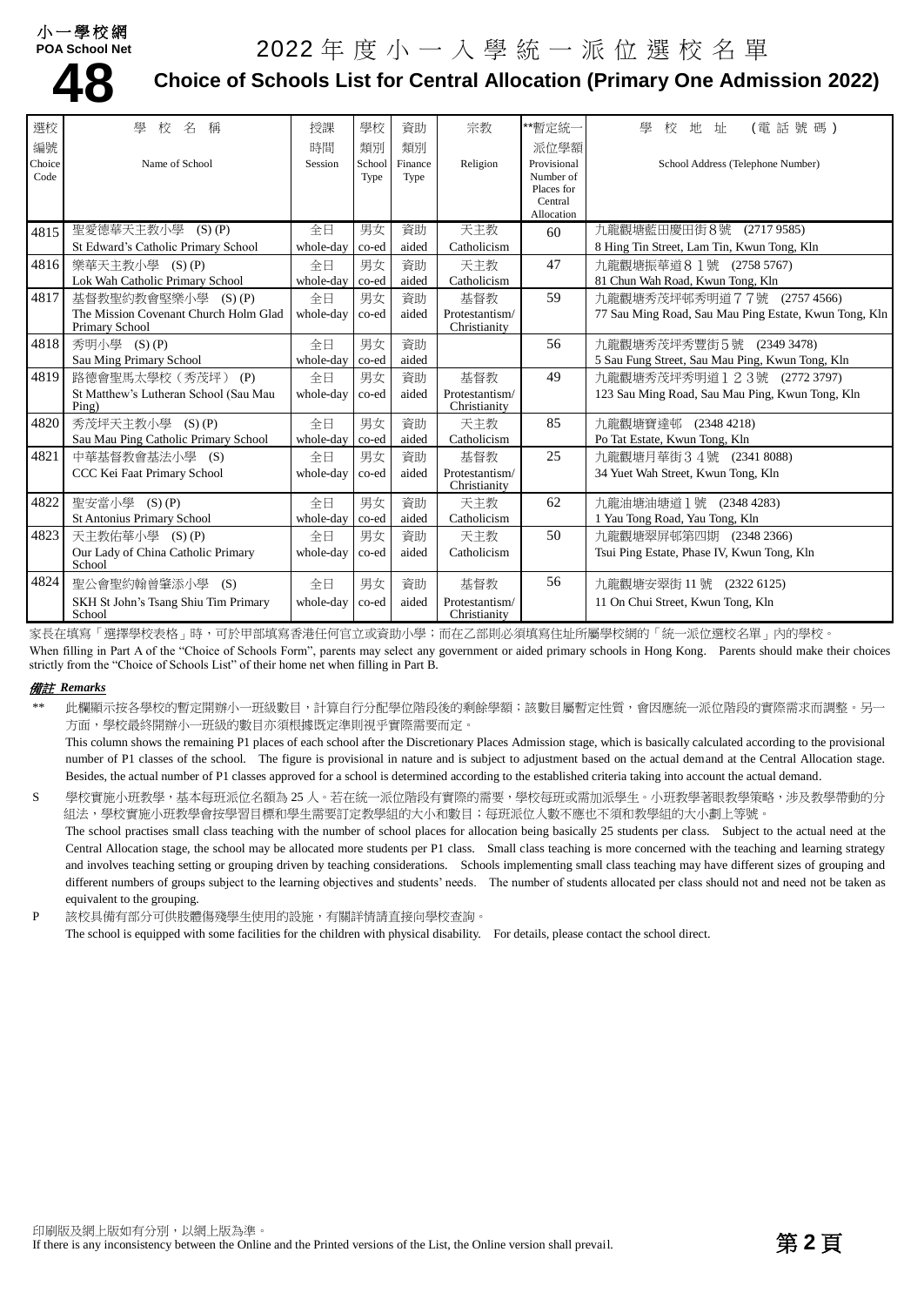小一學校網
POA School Net

# 48

# 2022 年度小一入學統一派位選校名單

## Choice of Schools List for Central Allocation (Primary One Admission 2022)

| 選校編號 Choice Code | 學校名稱 Name of School | 授課時間 Session | 學校類別 School Type | 資助類別 Finance Type | 宗教 Religion | **暫定統一派位學額 Provisional Number of Places for Central Allocation | 學校地址 (電話號碼) School Address (Telephone Number) |
|---|---|---|---|---|---|---|---|
| 4815 | 聖愛德華天主教小學 (S) (P) St Edward's Catholic Primary School | 全日 whole-day | 男女 co-ed | 資助 aided | 天主教 Catholicism | 60 | 九龍觀塘藍田慶田街８號 (2717 9585) 8 Hing Tin Street, Lam Tin, Kwun Tong, Kln |
| 4816 | 樂華天主教小學 (S) (P) Lok Wah Catholic Primary School | 全日 whole-day | 男女 co-ed | 資助 aided | 天主教 Catholicism | 47 | 九龍觀塘振華道８１號 (2758 5767) 81 Chun Wah Road, Kwun Tong, Kln |
| 4817 | 基督教聖約教會堅樂小學 (S) (P) The Mission Covenant Church Holm Glad Primary School | 全日 whole-day | 男女 co-ed | 資助 aided | 基督教 Protestantism/ Christianity | 59 | 九龍觀塘秀茂坪邨秀明道７７號 (2757 4566) 77 Sau Ming Road, Sau Mau Ping Estate, Kwun Tong, Kln |
| 4818 | 秀明小學 (S) (P) Sau Ming Primary School | 全日 whole-day | 男女 co-ed | 資助 aided | | 56 | 九龍觀塘秀茂坪秀豐街５號 (2349 3478) 5 Sau Fung Street, Sau Mau Ping, Kwun Tong, Kln |
| 4819 | 路德會聖馬太學校（秀茂坪） (P) St Matthew's Lutheran School (Sau Mau Ping) | 全日 whole-day | 男女 co-ed | 資助 aided | 基督教 Protestantism/ Christianity | 49 | 九龍觀塘秀茂坪秀明道１２３號 (2772 3797) 123 Sau Ming Road, Sau Mau Ping, Kwun Tong, Kln |
| 4820 | 秀茂坪天主教小學 (S) (P) Sau Mau Ping Catholic Primary School | 全日 whole-day | 男女 co-ed | 資助 aided | 天主教 Catholicism | 85 | 九龍觀塘寶達邨 (2348 4218) Po Tat Estate, Kwun Tong, Kln |
| 4821 | 中華基督教會基法小學 (S) CCC Kei Faat Primary School | 全日 whole-day | 男女 co-ed | 資助 aided | 基督教 Protestantism/ Christianity | 25 | 九龍觀塘月華街３４號 (2341 8088) 34 Yuet Wah Street, Kwun Tong, Kln |
| 4822 | 聖安當小學 (S) (P) St Antonius Primary School | 全日 whole-day | 男女 co-ed | 資助 aided | 天主教 Catholicism | 62 | 九龍油塘油塘道１號 (2348 4283) 1 Yau Tong Road, Yau Tong, Kln |
| 4823 | 天主教佑華小學 (S) (P) Our Lady of China Catholic Primary School | 全日 whole-day | 男女 co-ed | 資助 aided | 天主教 Catholicism | 50 | 九龍觀塘翠屏邨第四期 (2348 2366) Tsui Ping Estate, Phase IV, Kwun Tong, Kln |
| 4824 | 聖公會聖約翰曾肇添小學 (S) SKH St John's Tsang Shiu Tim Primary School | 全日 whole-day | 男女 co-ed | 資助 aided | 基督教 Protestantism/ Christianity | 56 | 九龍觀塘安翠街 11 號 (2322 6125) 11 On Chui Street, Kwun Tong, Kln |

家長在填寫「選擇學校表格」時，可於甲部填寫香港任何官立或資助小學；而在乙部則必須填寫住址所屬學校網的「統一派位選校名單」內的學校。
When filling in Part A of the "Choice of Schools Form", parents may select any government or aided primary schools in Hong Kong. Parents should make their choices strictly from the "Choice of Schools List" of their home net when filling in Part B.

***備註 Remarks***

** 此欄顯示按各學校的暫定開辦小一班級數目，計算自行分配學位階段後的剩餘學額；該數目屬暫定性質，會因應統一派位階段的實際需求而調整。另一方面，學校最終開辦小一班級的數目亦須根據既定準則視乎實際需要而定。
This column shows the remaining P1 places of each school after the Discretionary Places Admission stage, which is basically calculated according to the provisional number of P1 classes of the school. The figure is provisional in nature and is subject to adjustment based on the actual demand at the Central Allocation stage. Besides, the actual number of P1 classes approved for a school is determined according to the established criteria taking into account the actual demand.

S 學校實施小班教學，基本每班派位名額為 25 人。若在統一派位階段有實際的需要，學校每班或需加派學生。小班教學著眼教學策略，涉及教學帶動的分組法，學校實施小班教學會按學習目標和學生需要訂定教學組的大小和數目；每班派位人數不應也不須和教學組的大小劃上等號。
The school practises small class teaching with the number of school places for allocation being basically 25 students per class. Subject to the actual need at the Central Allocation stage, the school may be allocated more students per P1 class. Small class teaching is more concerned with the teaching and learning strategy and involves teaching setting or grouping driven by teaching considerations. Schools implementing small class teaching may have different sizes of grouping and different numbers of groups subject to the learning objectives and students' needs. The number of students allocated per class should not and need not be taken as equivalent to the grouping.

P 該校具備有部分可供肢體傷殘學生使用的設施，有關詳情請直接向學校查詢。
The school is equipped with some facilities for the children with physical disability. For details, please contact the school direct.

印刷版及網上版如有分別，以網上版為準。
If there is any inconsistency between the Online and the Printed versions of the List, the Online version shall prevail.